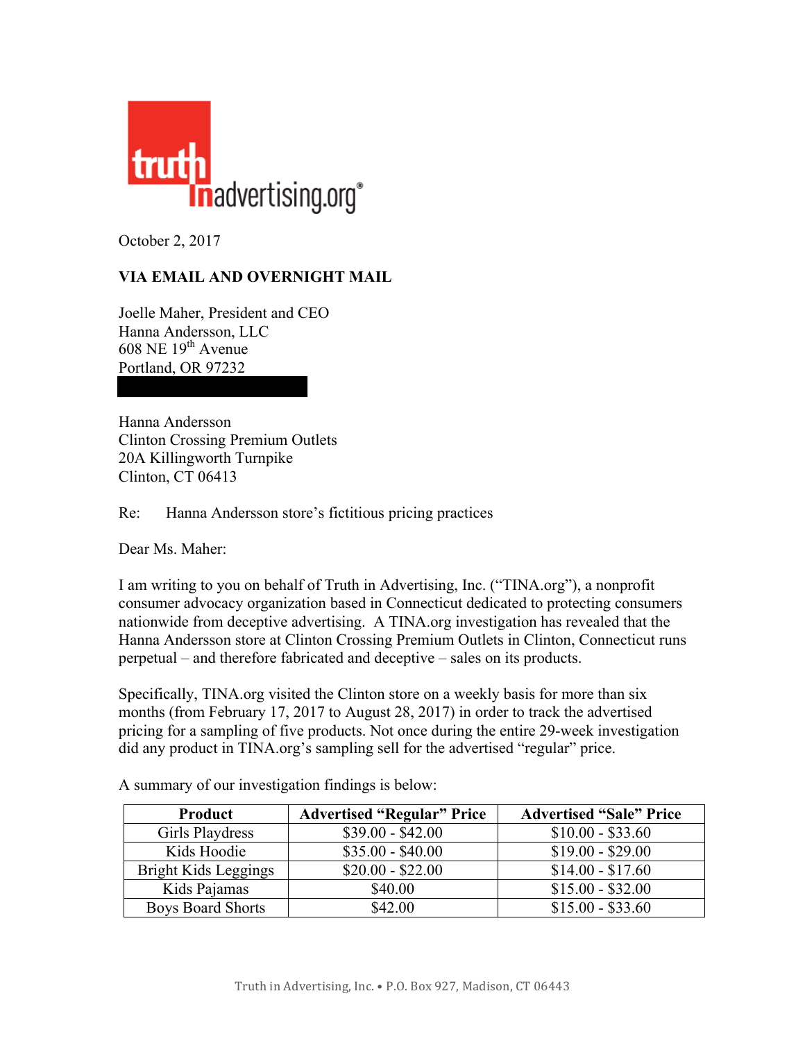truthinadvertising.org®

October 2, 2017

**VIA EMAIL AND OVERNIGHT MAIL**

Joelle Maher, President and CEO
Hanna Andersson, LLC
608 NE 19th Avenue
Portland, OR 97232

Hanna Andersson
Clinton Crossing Premium Outlets
20A Killingworth Turnpike
Clinton, CT 06413

Re: Hanna Andersson store's fictitious pricing practices

Dear Ms. Maher:

I am writing to you on behalf of Truth in Advertising, Inc. ("TINA.org"), a nonprofit consumer advocacy organization based in Connecticut dedicated to protecting consumers nationwide from deceptive advertising. A TINA.org investigation has revealed that the Hanna Andersson store at Clinton Crossing Premium Outlets in Clinton, Connecticut runs perpetual – and therefore fabricated and deceptive – sales on its products.

Specifically, TINA.org visited the Clinton store on a weekly basis for more than six months (from February 17, 2017 to August 28, 2017) in order to track the advertised pricing for a sampling of five products. Not once during the entire 29-week investigation did any product in TINA.org's sampling sell for the advertised "regular" price.

A summary of our investigation findings is below:

| Product | Advertised "Regular" Price | Advertised "Sale" Price |
|---|---|---|
| Girls Playdress | $39.00 - $42.00 | $10.00 - $33.60 |
| Kids Hoodie | $35.00 - $40.00 | $19.00 - $29.00 |
| Bright Kids Leggings | $20.00 - $22.00 | $14.00 - $17.60 |
| Kids Pajamas | $40.00 | $15.00 - $32.00 |
| Boys Board Shorts | $42.00 | $15.00 - $33.60 |

Truth in Advertising, Inc. • P.O. Box 927, Madison, CT 06443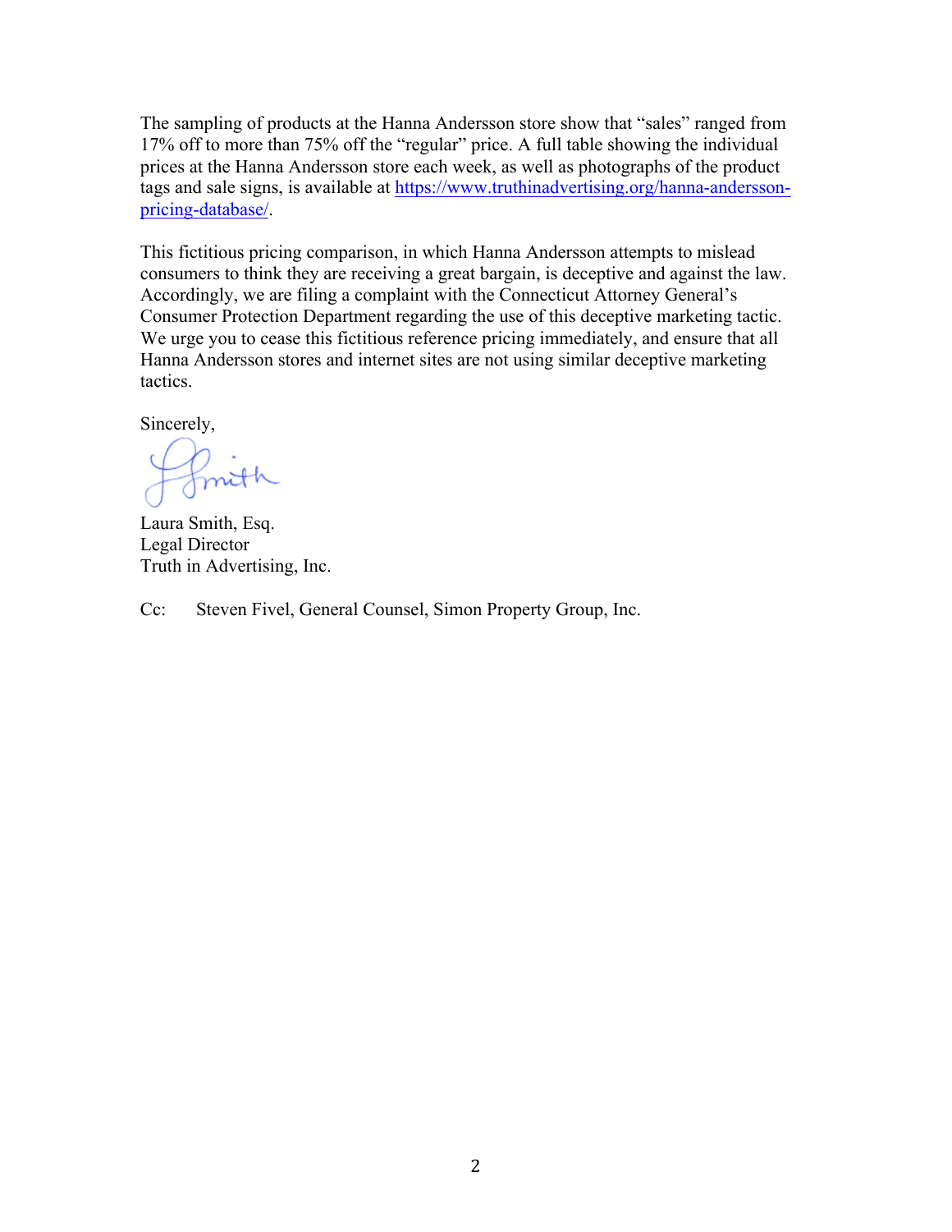The sampling of products at the Hanna Andersson store show that "sales" ranged from 17% off to more than 75% off the "regular" price. A full table showing the individual prices at the Hanna Andersson store each week, as well as photographs of the product tags and sale signs, is available at [https://www.truthinadvertising.org/hanna-andersson-pricing-database/](https://www.truthinadvertising.org/hanna-andersson-pricing-database/).

This fictitious pricing comparison, in which Hanna Andersson attempts to mislead consumers to think they are receiving a great bargain, is deceptive and against the law. Accordingly, we are filing a complaint with the Connecticut Attorney General's Consumer Protection Department regarding the use of this deceptive marketing tactic. We urge you to cease this fictitious reference pricing immediately, and ensure that all Hanna Andersson stores and internet sites are not using similar deceptive marketing tactics.

Sincerely,

Laura Smith, Esq.
Legal Director
Truth in Advertising, Inc.

Cc: Steven Fivel, General Counsel, Simon Property Group, Inc.